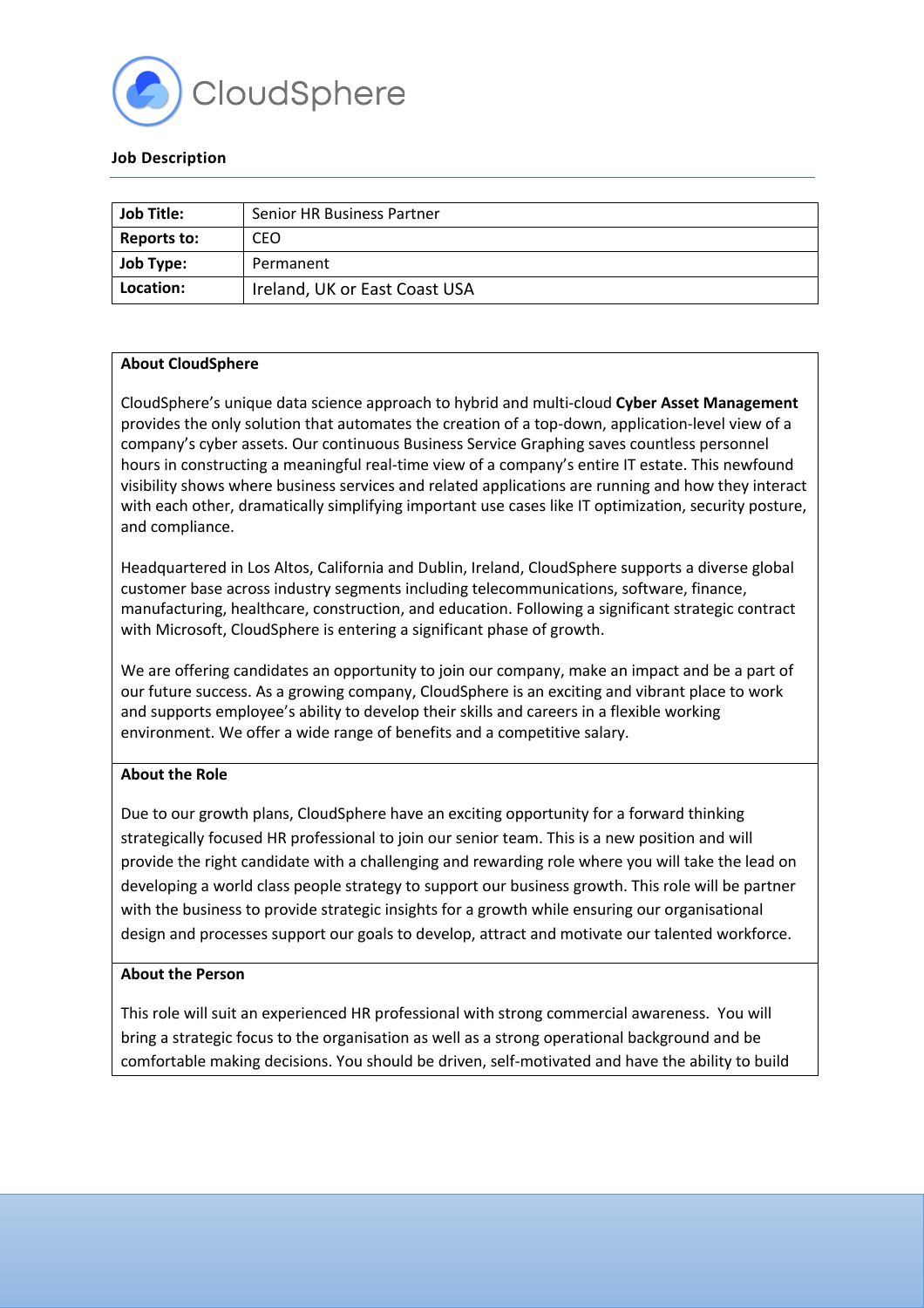CloudSphere

**Job Description**

| Job Title: | Senior HR Business Partner |
|---|---|
| Reports to: | CEO |
| Job Type: | Permanent |
| Location: | Ireland, UK or East Coast USA |

### About CloudSphere

CloudSphere's unique data science approach to hybrid and multi-cloud **Cyber Asset Management** provides the only solution that automates the creation of a top-down, application-level view of a company's cyber assets. Our continuous Business Service Graphing saves countless personnel hours in constructing a meaningful real-time view of a company's entire IT estate. This newfound visibility shows where business services and related applications are running and how they interact with each other, dramatically simplifying important use cases like IT optimization, security posture, and compliance.

Headquartered in Los Altos, California and Dublin, Ireland, CloudSphere supports a diverse global customer base across industry segments including telecommunications, software, finance, manufacturing, healthcare, construction, and education. Following a significant strategic contract with Microsoft, CloudSphere is entering a significant phase of growth.

We are offering candidates an opportunity to join our company, make an impact and be a part of our future success. As a growing company, CloudSphere is an exciting and vibrant place to work and supports employee's ability to develop their skills and careers in a flexible working environment. We offer a wide range of benefits and a competitive salary.

### About the Role

Due to our growth plans, CloudSphere have an exciting opportunity for a forward thinking strategically focused HR professional to join our senior team. This is a new position and will provide the right candidate with a challenging and rewarding role where you will take the lead on developing a world class people strategy to support our business growth. This role will be partner with the business to provide strategic insights for a growth while ensuring our organisational design and processes support our goals to develop, attract and motivate our talented workforce.

### About the Person

This role will suit an experienced HR professional with strong commercial awareness. You will bring a strategic focus to the organisation as well as a strong operational background and be comfortable making decisions. You should be driven, self-motivated and have the ability to build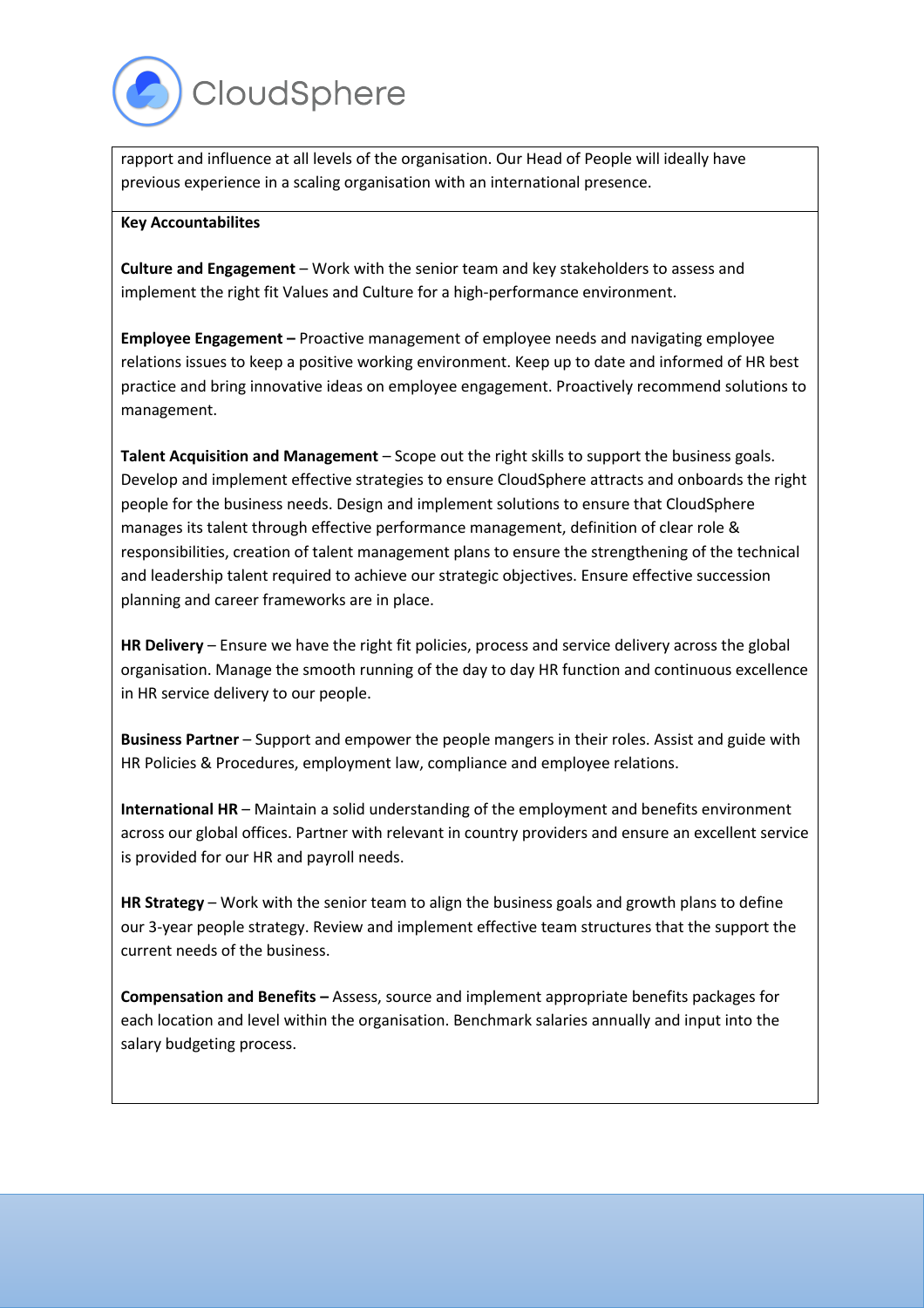rapport and influence at all levels of the organisation. Our Head of People will ideally have previous experience in a scaling organisation with an international presence.

**Key Accountabilites**

**Culture and Engagement** – Work with the senior team and key stakeholders to assess and implement the right fit Values and Culture for a high-performance environment.

**Employee Engagement –** Proactive management of employee needs and navigating employee relations issues to keep a positive working environment. Keep up to date and informed of HR best practice and bring innovative ideas on employee engagement. Proactively recommend solutions to management.

**Talent Acquisition and Management** – Scope out the right skills to support the business goals. Develop and implement effective strategies to ensure CloudSphere attracts and onboards the right people for the business needs. Design and implement solutions to ensure that CloudSphere manages its talent through effective performance management, definition of clear role & responsibilities, creation of talent management plans to ensure the strengthening of the technical and leadership talent required to achieve our strategic objectives. Ensure effective succession planning and career frameworks are in place.

**HR Delivery** – Ensure we have the right fit policies, process and service delivery across the global organisation. Manage the smooth running of the day to day HR function and continuous excellence in HR service delivery to our people.

**Business Partner** – Support and empower the people mangers in their roles. Assist and guide with HR Policies & Procedures, employment law, compliance and employee relations.

**International HR** – Maintain a solid understanding of the employment and benefits environment across our global offices. Partner with relevant in country providers and ensure an excellent service is provided for our HR and payroll needs.

**HR Strategy** – Work with the senior team to align the business goals and growth plans to define our 3-year people strategy. Review and implement effective team structures that the support the current needs of the business.

**Compensation and Benefits –** Assess, source and implement appropriate benefits packages for each location and level within the organisation. Benchmark salaries annually and input into the salary budgeting process.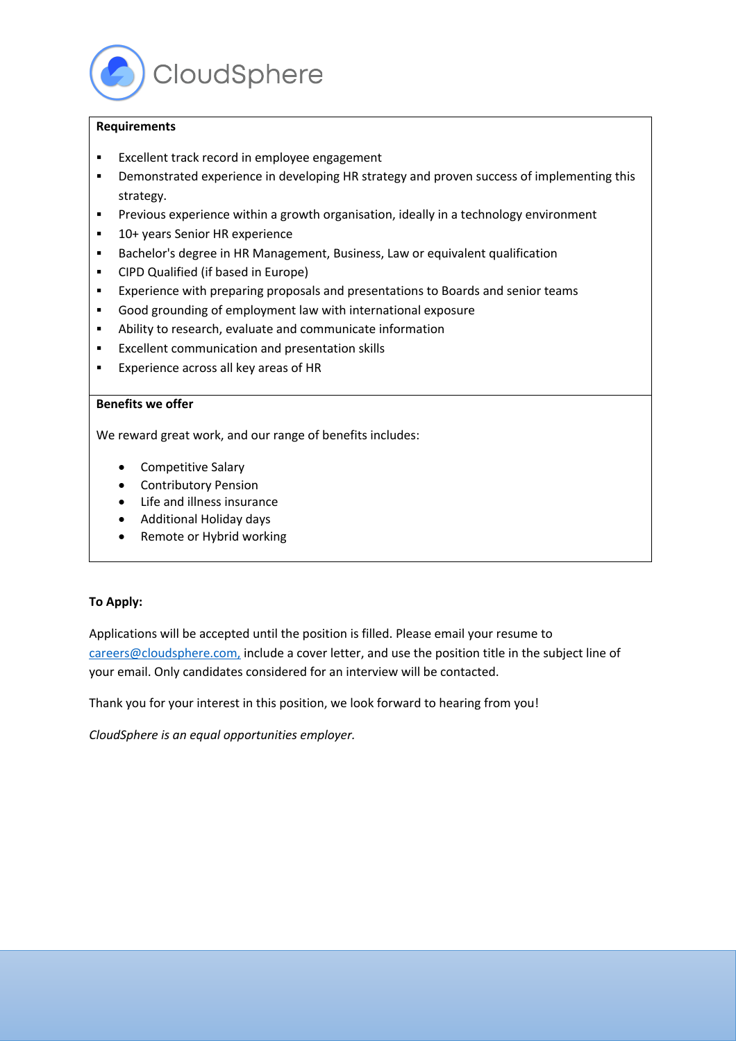**Requirements**

- Excellent track record in employee engagement
- Demonstrated experience in developing HR strategy and proven success of implementing this strategy.
- Previous experience within a growth organisation, ideally in a technology environment
- 10+ years Senior HR experience
- Bachelor's degree in HR Management, Business, Law or equivalent qualification
- CIPD Qualified (if based in Europe)
- Experience with preparing proposals and presentations to Boards and senior teams
- Good grounding of employment law with international exposure
- Ability to research, evaluate and communicate information
- Excellent communication and presentation skills
- Experience across all key areas of HR

**Benefits we offer**

We reward great work, and our range of benefits includes:

- Competitive Salary
- Contributory Pension
- Life and illness insurance
- Additional Holiday days
- Remote or Hybrid working

**To Apply:**

Applications will be accepted until the position is filled. Please email your resume to careers@cloudsphere.com, include a cover letter, and use the position title in the subject line of your email. Only candidates considered for an interview will be contacted.

Thank you for your interest in this position, we look forward to hearing from you!

*CloudSphere is an equal opportunities employer.*